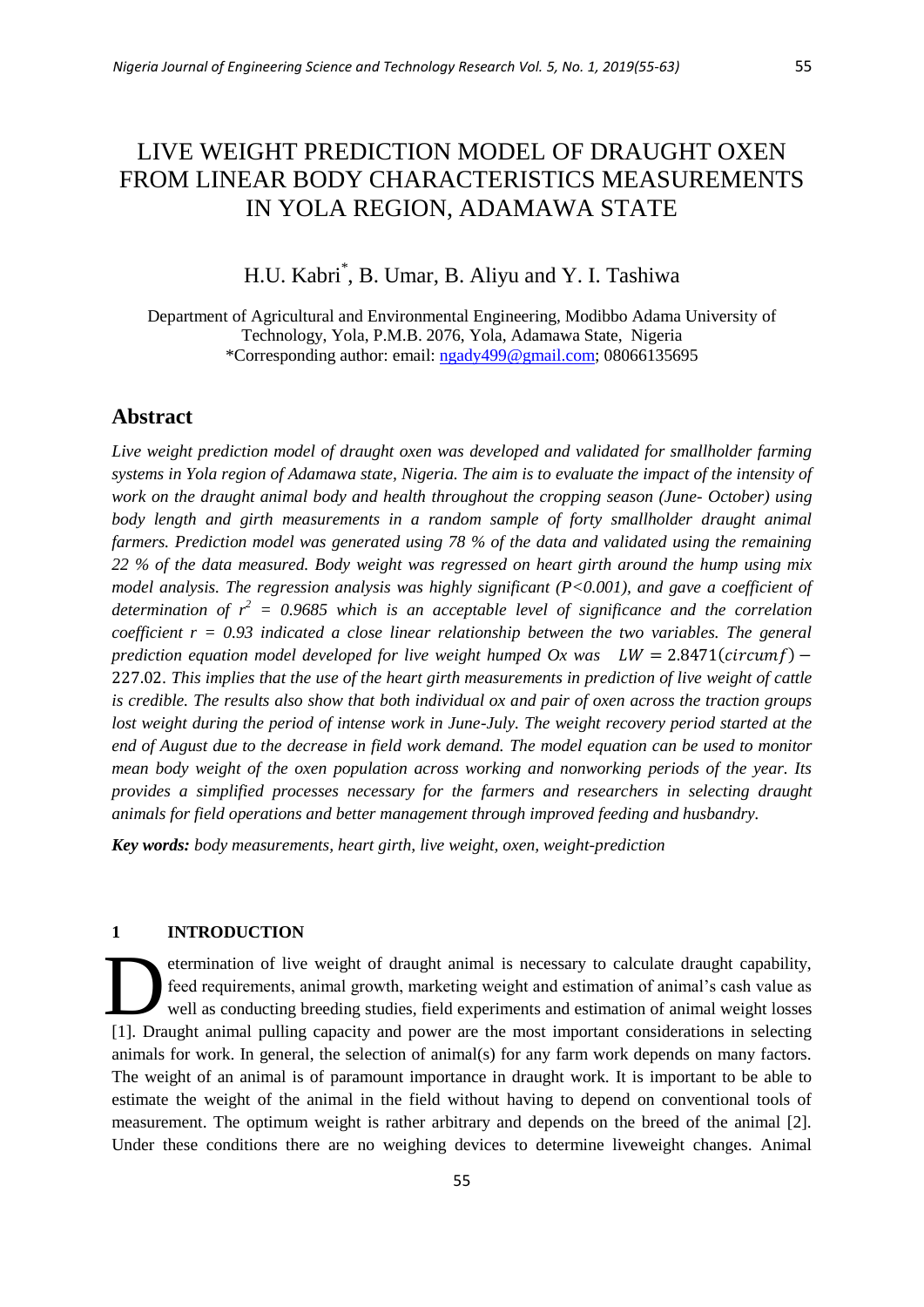# LIVE WEIGHT PREDICTION MODEL OF DRAUGHT OXEN FROM LINEAR BODY CHARACTERISTICS MEASUREMENTS IN YOLA REGION, ADAMAWA STATE

H.U. Kabri[*], B. Umar, B. Aliyu and Y. I. Tashiwa

Department of Agricultural and Environmental Engineering, Modibbo Adama University of Technology, Yola, P.M.B. 2076, Yola, Adamawa State, Nigeria
*Corresponding author: email: ngady499@gmail.com; 08066135695

## Abstract

*Live weight prediction model of draught oxen was developed and validated for smallholder farming systems in Yola region of Adamawa state, Nigeria. The aim is to evaluate the impact of the intensity of work on the draught animal body and health throughout the cropping season (June- October) using body length and girth measurements in a random sample of forty smallholder draught animal farmers. Prediction model was generated using 78 % of the data and validated using the remaining 22 % of the data measured. Body weight was regressed on heart girth around the hump using mix model analysis. The regression analysis was highly significant ($P<0.001$), and gave a coefficient of determination of $r^2 = 0.9685$ which is an acceptable level of significance and the correlation coefficient $r = 0.93$ indicated a close linear relationship between the two variables. The general prediction equation model developed for live weight humped Ox was* $LW = 2.8471(circumf) - 227.02$. *This implies that the use of the heart girth measurements in prediction of live weight of cattle is credible. The results also show that both individual ox and pair of oxen across the traction groups lost weight during the period of intense work in June-July. The weight recovery period started at the end of August due to the decrease in field work demand. The model equation can be used to monitor mean body weight of the oxen population across working and nonworking periods of the year. Its provides a simplified processes necessary for the farmers and researchers in selecting draught animals for field operations and better management through improved feeding and husbandry.*

***Key words:*** *body measurements, heart girth, live weight, oxen, weight-prediction*

## 1 INTRODUCTION

Determination of live weight of draught animal is necessary to calculate draught capability, feed requirements, animal growth, marketing weight and estimation of animal's cash value as well as conducting breeding studies, field experiments and estimation of animal weight losses [1]. Draught animal pulling capacity and power are the most important considerations in selecting animals for work. In general, the selection of animal(s) for any farm work depends on many factors. The weight of an animal is of paramount importance in draught work. It is important to be able to estimate the weight of the animal in the field without having to depend on conventional tools of measurement. The optimum weight is rather arbitrary and depends on the breed of the animal [2]. Under these conditions there are no weighing devices to determine liveweight changes. Animal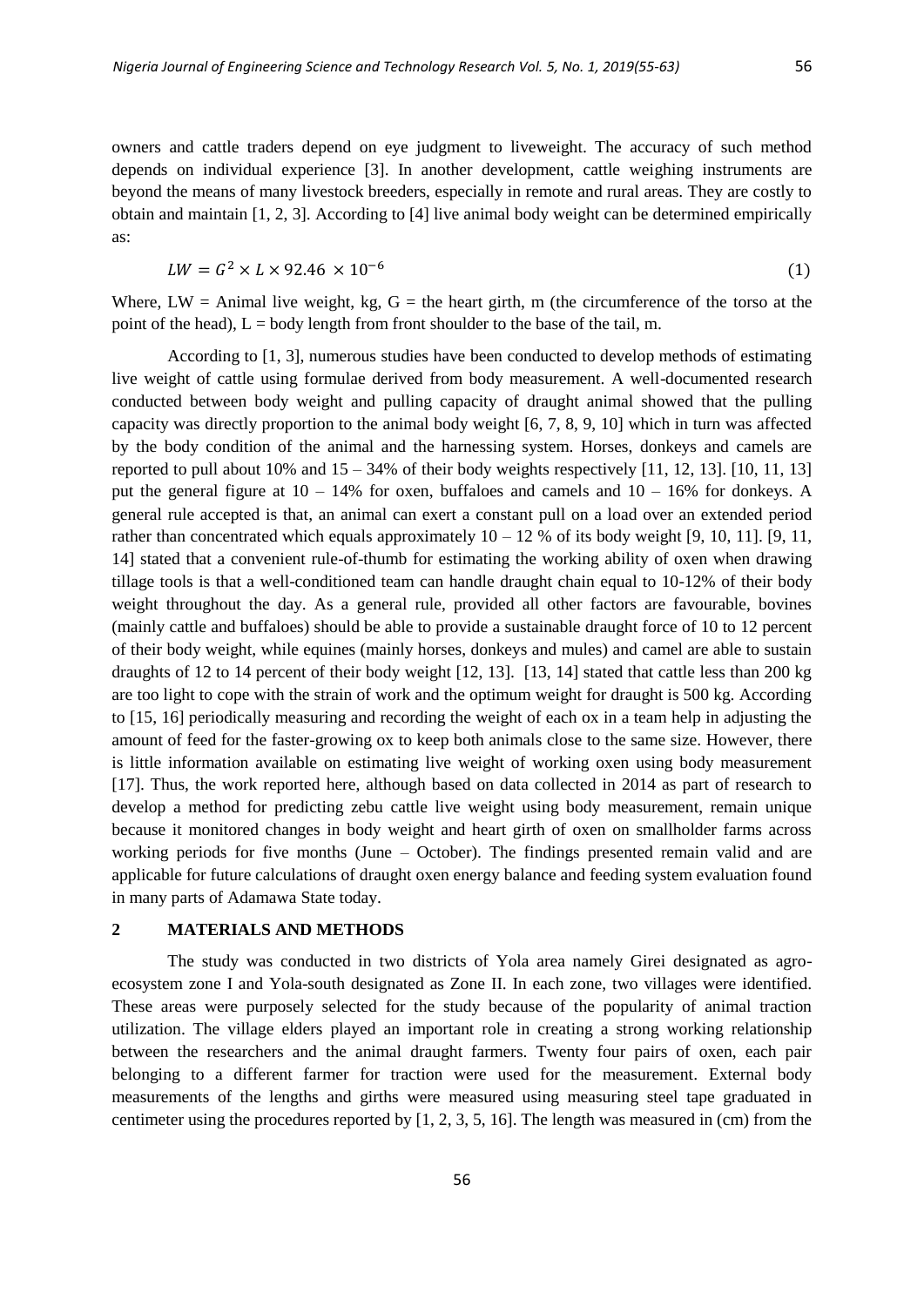owners and cattle traders depend on eye judgment to liveweight. The accuracy of such method depends on individual experience [3]. In another development, cattle weighing instruments are beyond the means of many livestock breeders, especially in remote and rural areas. They are costly to obtain and maintain [1, 2, 3]. According to [4] live animal body weight can be determined empirically as:

$$LW = G^2 \times L \times 92.46 \times 10^{-6} \tag{1}$$

Where, LW = Animal live weight, kg, G = the heart girth, m (the circumference of the torso at the point of the head), L = body length from front shoulder to the base of the tail, m.

According to [1, 3], numerous studies have been conducted to develop methods of estimating live weight of cattle using formulae derived from body measurement. A well-documented research conducted between body weight and pulling capacity of draught animal showed that the pulling capacity was directly proportion to the animal body weight [6, 7, 8, 9, 10] which in turn was affected by the body condition of the animal and the harnessing system. Horses, donkeys and camels are reported to pull about 10% and 15 – 34% of their body weights respectively [11, 12, 13]. [10, 11, 13] put the general figure at 10 – 14% for oxen, buffaloes and camels and 10 – 16% for donkeys. A general rule accepted is that, an animal can exert a constant pull on a load over an extended period rather than concentrated which equals approximately 10 – 12 % of its body weight [9, 10, 11]. [9, 11, 14] stated that a convenient rule-of-thumb for estimating the working ability of oxen when drawing tillage tools is that a well-conditioned team can handle draught chain equal to 10-12% of their body weight throughout the day. As a general rule, provided all other factors are favourable, bovines (mainly cattle and buffaloes) should be able to provide a sustainable draught force of 10 to 12 percent of their body weight, while equines (mainly horses, donkeys and mules) and camel are able to sustain draughts of 12 to 14 percent of their body weight [12, 13]. [13, 14] stated that cattle less than 200 kg are too light to cope with the strain of work and the optimum weight for draught is 500 kg. According to [15, 16] periodically measuring and recording the weight of each ox in a team help in adjusting the amount of feed for the faster-growing ox to keep both animals close to the same size. However, there is little information available on estimating live weight of working oxen using body measurement [17]. Thus, the work reported here, although based on data collected in 2014 as part of research to develop a method for predicting zebu cattle live weight using body measurement, remain unique because it monitored changes in body weight and heart girth of oxen on smallholder farms across working periods for five months (June – October). The findings presented remain valid and are applicable for future calculations of draught oxen energy balance and feeding system evaluation found in many parts of Adamawa State today.

## 2 MATERIALS AND METHODS

The study was conducted in two districts of Yola area namely Girei designated as agro-ecosystem zone I and Yola-south designated as Zone II. In each zone, two villages were identified. These areas were purposely selected for the study because of the popularity of animal traction utilization. The village elders played an important role in creating a strong working relationship between the researchers and the animal draught farmers. Twenty four pairs of oxen, each pair belonging to a different farmer for traction were used for the measurement. External body measurements of the lengths and girths were measured using measuring steel tape graduated in centimeter using the procedures reported by [1, 2, 3, 5, 16]. The length was measured in (cm) from the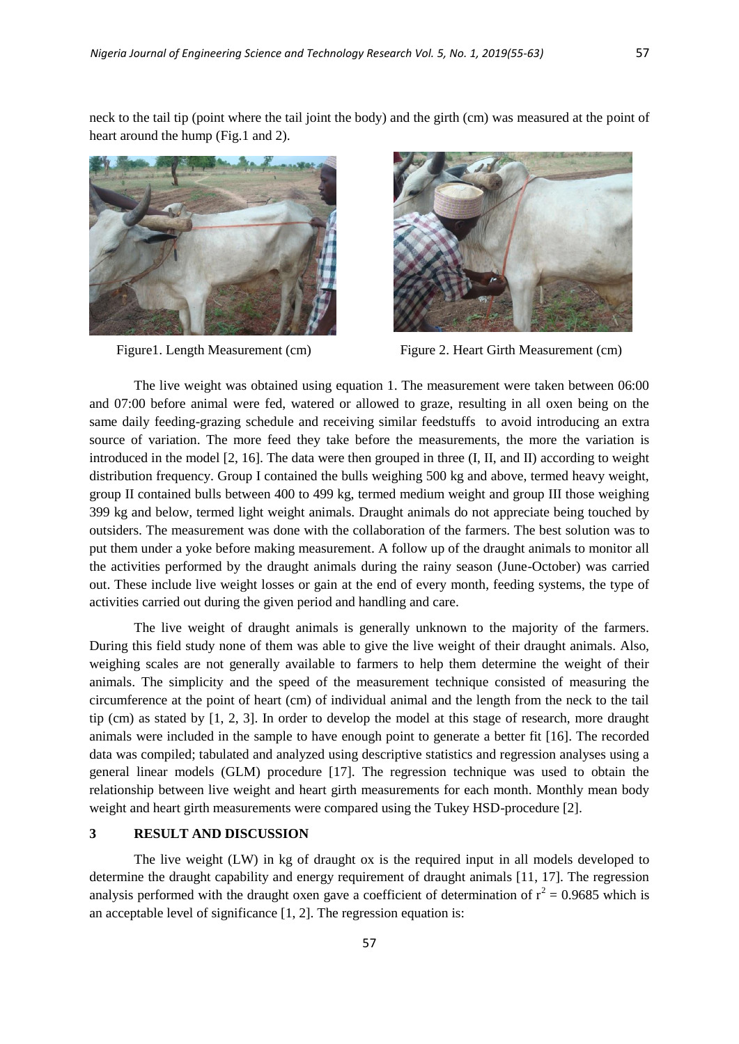neck to the tail tip (point where the tail joint the body) and the girth (cm) was measured at the point of heart around the hump (Fig.1 and 2).

Figure1. Length Measurement (cm)

Figure 2. Heart Girth Measurement (cm)

The live weight was obtained using equation 1. The measurement were taken between 06:00 and 07:00 before animal were fed, watered or allowed to graze, resulting in all oxen being on the same daily feeding-grazing schedule and receiving similar feedstuffs to avoid introducing an extra source of variation. The more feed they take before the measurements, the more the variation is introduced in the model [2, 16]. The data were then grouped in three (I, II, and II) according to weight distribution frequency. Group I contained the bulls weighing 500 kg and above, termed heavy weight, group II contained bulls between 400 to 499 kg, termed medium weight and group III those weighing 399 kg and below, termed light weight animals. Draught animals do not appreciate being touched by outsiders. The measurement was done with the collaboration of the farmers. The best solution was to put them under a yoke before making measurement. A follow up of the draught animals to monitor all the activities performed by the draught animals during the rainy season (June-October) was carried out. These include live weight losses or gain at the end of every month, feeding systems, the type of activities carried out during the given period and handling and care.

The live weight of draught animals is generally unknown to the majority of the farmers. During this field study none of them was able to give the live weight of their draught animals. Also, weighing scales are not generally available to farmers to help them determine the weight of their animals. The simplicity and the speed of the measurement technique consisted of measuring the circumference at the point of heart (cm) of individual animal and the length from the neck to the tail tip (cm) as stated by [1, 2, 3]. In order to develop the model at this stage of research, more draught animals were included in the sample to have enough point to generate a better fit [16]. The recorded data was compiled; tabulated and analyzed using descriptive statistics and regression analyses using a general linear models (GLM) procedure [17]. The regression technique was used to obtain the relationship between live weight and heart girth measurements for each month. Monthly mean body weight and heart girth measurements were compared using the Tukey HSD-procedure [2].

## 3 RESULT AND DISCUSSION

The live weight (LW) in kg of draught ox is the required input in all models developed to determine the draught capability and energy requirement of draught animals [11, 17]. The regression analysis performed with the draught oxen gave a coefficient of determination of $r^2 = 0.9685$ which is an acceptable level of significance [1, 2]. The regression equation is: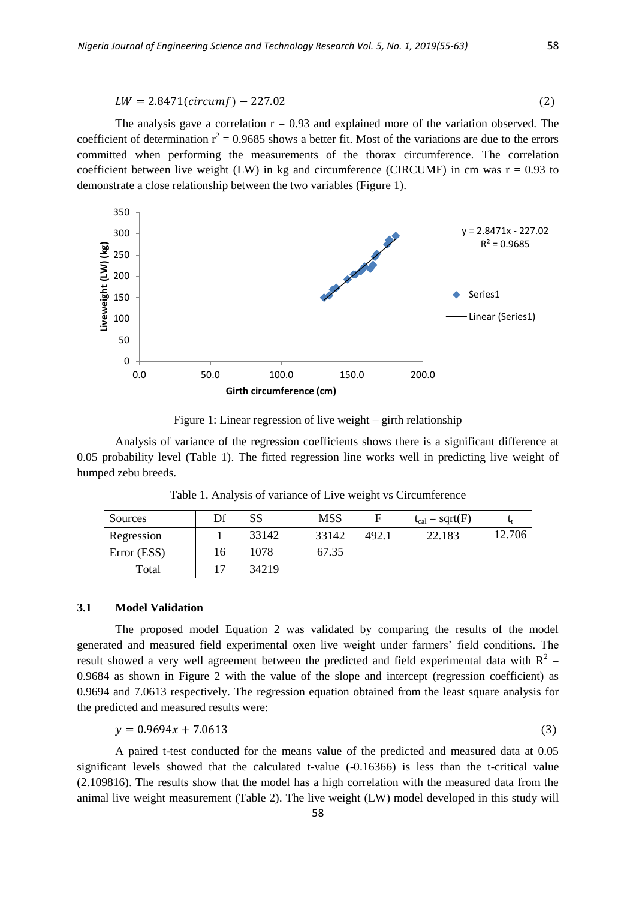$$LW = 2.8471(circumf) - 227.02 \quad (2)$$

The analysis gave a correlation r = 0.93 and explained more of the variation observed. The coefficient of determination $r^2 = 0.9685$ shows a better fit. Most of the variations are due to the errors committed when performing the measurements of the thorax circumference. The correlation coefficient between live weight (LW) in kg and circumference (CIRCUMF) in cm was r = 0.93 to demonstrate a close relationship between the two variables (Figure 1).

Figure 1: Linear regression of live weight – girth relationship

Analysis of variance of the regression coefficients shows there is a significant difference at 0.05 probability level (Table 1). The fitted regression line works well in predicting live weight of humped zebu breeds.

Table 1. Analysis of variance of Live weight vs Circumference

| Sources | Df | SS | MSS | F | $t_{cal} = \text{sqrt(F)}$ | $t_t$ |
|---|---|---|---|---|---|---|
| Regression | 1 | 33142 | 33142 | 492.1 | 22.183 | 12.706 |
| Error (ESS) | 16 | 1078 | 67.35 | | | |
| Total | 17 | 34219 | | | | |

### 3.1 Model Validation

The proposed model Equation 2 was validated by comparing the results of the model generated and measured field experimental oxen live weight under farmers' field conditions. The result showed a very well agreement between the predicted and field experimental data with $R^2 = 0.9684$ as shown in Figure 2 with the value of the slope and intercept (regression coefficient) as 0.9694 and 7.0613 respectively. The regression equation obtained from the least square analysis for the predicted and measured results were:

$$y = 0.9694x + 7.0613 \quad (3)$$

A paired t-test conducted for the means value of the predicted and measured data at 0.05 significant levels showed that the calculated t-value (-0.16366) is less than the t-critical value (2.109816). The results show that the model has a high correlation with the measured data from the animal live weight measurement (Table 2). The live weight (LW) model developed in this study will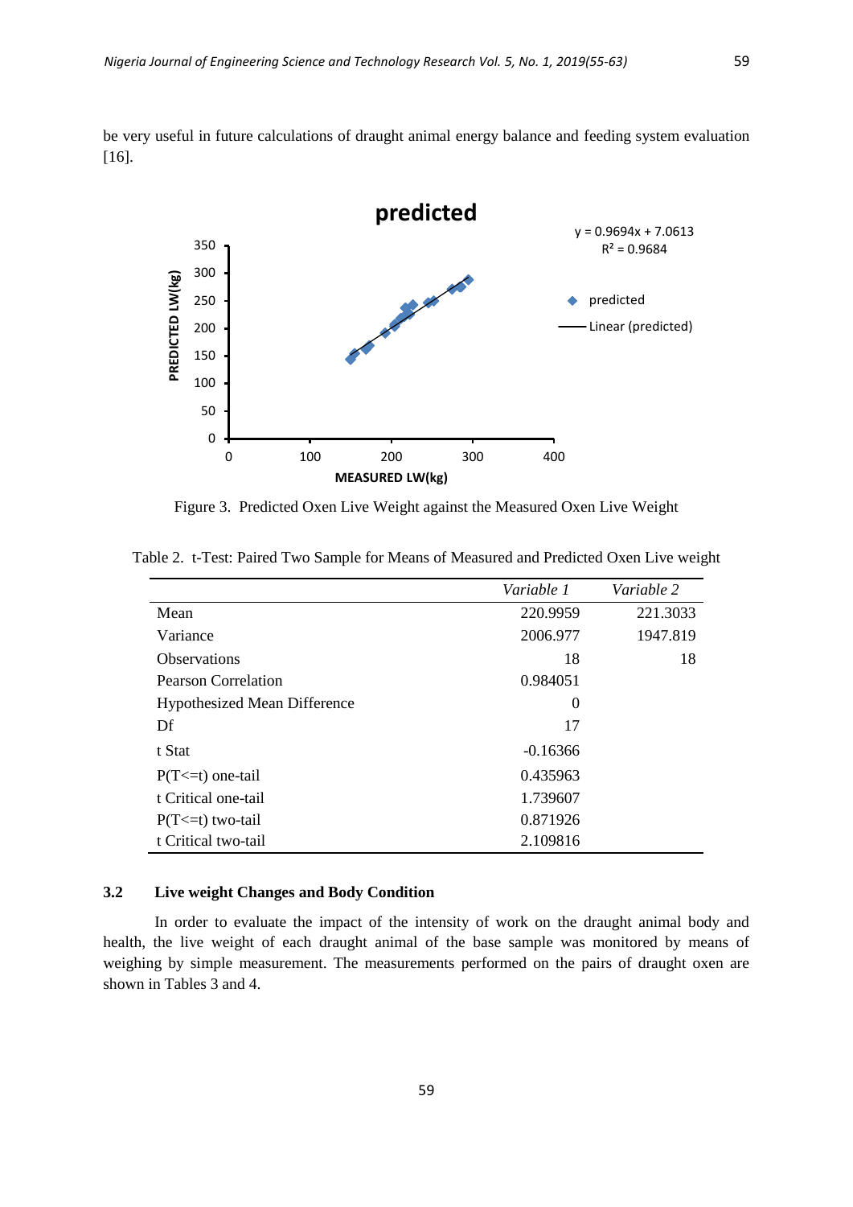be very useful in future calculations of draught animal energy balance and feeding system evaluation [16].

Figure 3. Predicted Oxen Live Weight against the Measured Oxen Live Weight

Table 2. t-Test: Paired Two Sample for Means of Measured and Predicted Oxen Live weight

| | *Variable 1* | *Variable 2* |
|---|---|---|
| Mean | 220.9959 | 221.3033 |
| Variance | 2006.977 | 1947.819 |
| Observations | 18 | 18 |
| Pearson Correlation | 0.984051 | |
| Hypothesized Mean Difference | 0 | |
| Df | 17 | |
| t Stat | -0.16366 | |
| P(T<=t) one-tail | 0.435963 | |
| t Critical one-tail | 1.739607 | |
| P(T<=t) two-tail | 0.871926 | |
| t Critical two-tail | 2.109816 | |

## 3.2 Live weight Changes and Body Condition

In order to evaluate the impact of the intensity of work on the draught animal body and health, the live weight of each draught animal of the base sample was monitored by means of weighing by simple measurement. The measurements performed on the pairs of draught oxen are shown in Tables 3 and 4.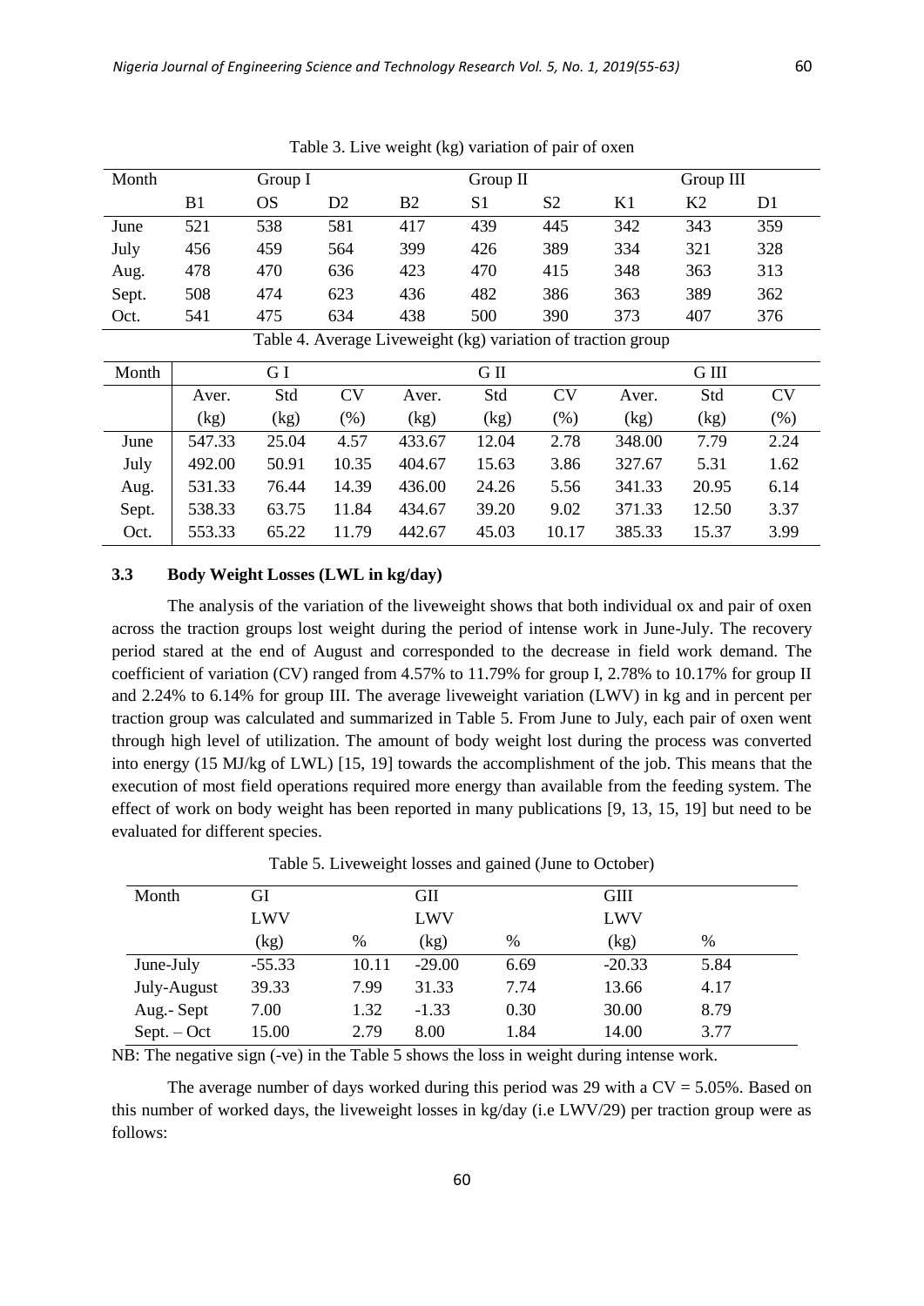Table 3. Live weight (kg) variation of pair of oxen

| Month | Group I | | | Group II | | | Group III | | |
|---|---|---|---|---|---|---|---|---|---|
| | B1 | OS | D2 | B2 | S1 | S2 | K1 | K2 | D1 |
| June | 521 | 538 | 581 | 417 | 439 | 445 | 342 | 343 | 359 |
| July | 456 | 459 | 564 | 399 | 426 | 389 | 334 | 321 | 328 |
| Aug. | 478 | 470 | 636 | 423 | 470 | 415 | 348 | 363 | 313 |
| Sept. | 508 | 474 | 623 | 436 | 482 | 386 | 363 | 389 | 362 |
| Oct. | 541 | 475 | 634 | 438 | 500 | 390 | 373 | 407 | 376 |

Table 4. Average Liveweight (kg) variation of traction group

| Month | G I | | | G II | | | G III | | |
|---|---|---|---|---|---|---|---|---|---|
| | Aver. (kg) | Std (kg) | CV (%) | Aver. (kg) | Std (kg) | CV (%) | Aver. (kg) | Std (kg) | CV (%) |
| June | 547.33 | 25.04 | 4.57 | 433.67 | 12.04 | 2.78 | 348.00 | 7.79 | 2.24 |
| July | 492.00 | 50.91 | 10.35 | 404.67 | 15.63 | 3.86 | 327.67 | 5.31 | 1.62 |
| Aug. | 531.33 | 76.44 | 14.39 | 436.00 | 24.26 | 5.56 | 341.33 | 20.95 | 6.14 |
| Sept. | 538.33 | 63.75 | 11.84 | 434.67 | 39.20 | 9.02 | 371.33 | 12.50 | 3.37 |
| Oct. | 553.33 | 65.22 | 11.79 | 442.67 | 45.03 | 10.17 | 385.33 | 15.37 | 3.99 |

### 3.3 Body Weight Losses (LWL in kg/day)

The analysis of the variation of the liveweight shows that both individual ox and pair of oxen across the traction groups lost weight during the period of intense work in June-July. The recovery period stared at the end of August and corresponded to the decrease in field work demand. The coefficient of variation (CV) ranged from 4.57% to 11.79% for group I, 2.78% to 10.17% for group II and 2.24% to 6.14% for group III. The average liveweight variation (LWV) in kg and in percent per traction group was calculated and summarized in Table 5. From June to July, each pair of oxen went through high level of utilization. The amount of body weight lost during the process was converted into energy (15 MJ/kg of LWL) [15, 19] towards the accomplishment of the job. This means that the execution of most field operations required more energy than available from the feeding system. The effect of work on body weight has been reported in many publications [9, 13, 15, 19] but need to be evaluated for different species.

Table 5. Liveweight losses and gained (June to October)

| Month | GI | | GII | | GIII | |
|---|---|---|---|---|---|---|
| | LWV (kg) | % | LWV (kg) | % | LWV (kg) | % |
| June-July | -55.33 | 10.11 | -29.00 | 6.69 | -20.33 | 5.84 |
| July-August | 39.33 | 7.99 | 31.33 | 7.74 | 13.66 | 4.17 |
| Aug.- Sept | 7.00 | 1.32 | -1.33 | 0.30 | 30.00 | 8.79 |
| Sept. – Oct | 15.00 | 2.79 | 8.00 | 1.84 | 14.00 | 3.77 |

NB: The negative sign (-ve) in the Table 5 shows the loss in weight during intense work.

The average number of days worked during this period was 29 with a CV = 5.05%. Based on this number of worked days, the liveweight losses in kg/day (i.e LWV/29) per traction group were as follows: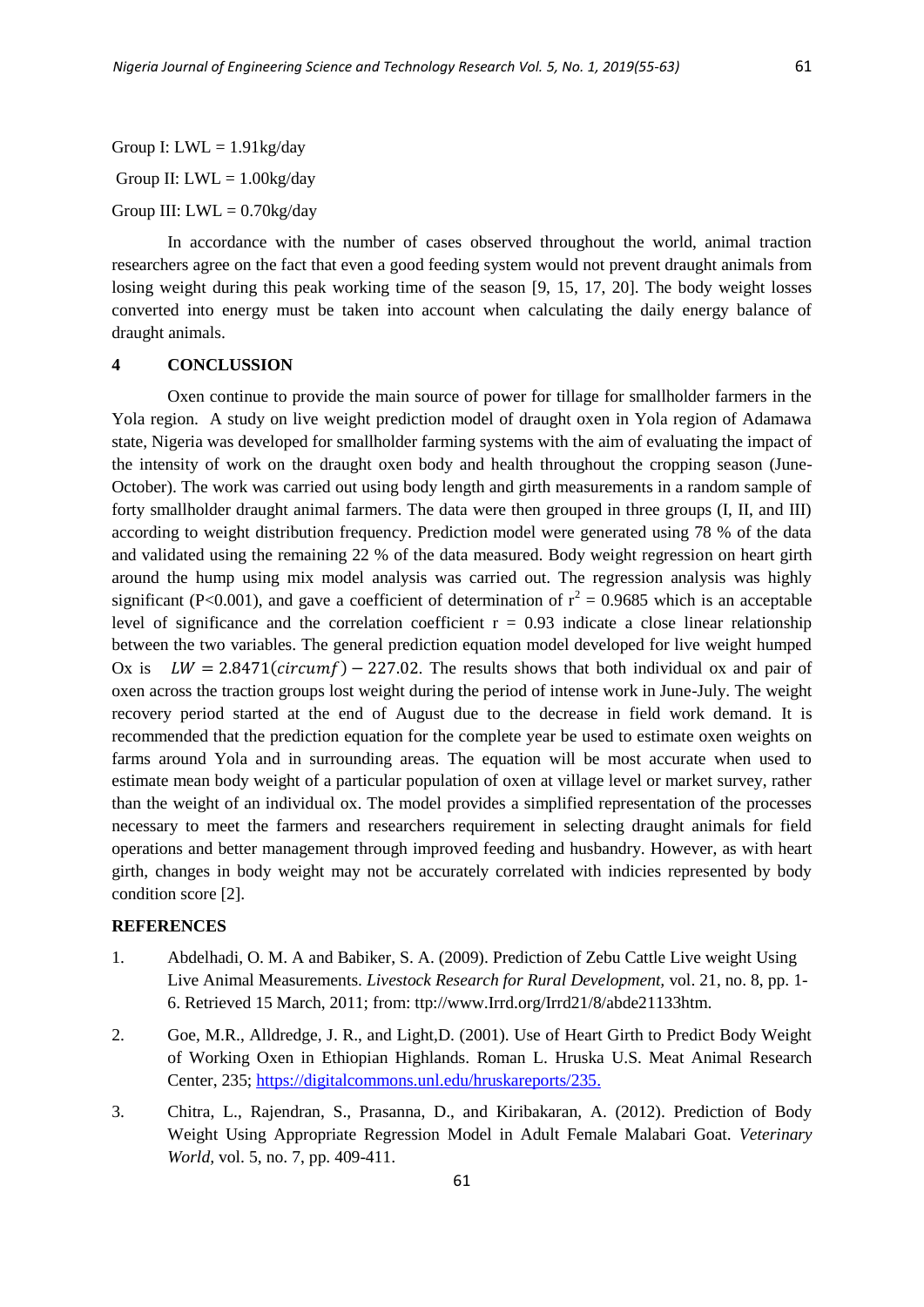Group I: LWL = 1.91kg/day

Group II: LWL = 1.00kg/day

Group III: LWL = 0.70kg/day

In accordance with the number of cases observed throughout the world, animal traction researchers agree on the fact that even a good feeding system would not prevent draught animals from losing weight during this peak working time of the season [9, 15, 17, 20]. The body weight losses converted into energy must be taken into account when calculating the daily energy balance of draught animals.

## 4 CONCLUSSION

Oxen continue to provide the main source of power for tillage for smallholder farmers in the Yola region. A study on live weight prediction model of draught oxen in Yola region of Adamawa state, Nigeria was developed for smallholder farming systems with the aim of evaluating the impact of the intensity of work on the draught oxen body and health throughout the cropping season (June-October). The work was carried out using body length and girth measurements in a random sample of forty smallholder draught animal farmers. The data were then grouped in three groups (I, II, and III) according to weight distribution frequency. Prediction model were generated using 78 % of the data and validated using the remaining 22 % of the data measured. Body weight regression on heart girth around the hump using mix model analysis was carried out. The regression analysis was highly significant ($P<0.001$), and gave a coefficient of determination of $r^2 = 0.9685$ which is an acceptable level of significance and the correlation coefficient $r = 0.93$ indicate a close linear relationship between the two variables. The general prediction equation model developed for live weight humped Ox is $LW = 2.8471(circumf) - 227.02$. The results shows that both individual ox and pair of oxen across the traction groups lost weight during the period of intense work in June-July. The weight recovery period started at the end of August due to the decrease in field work demand. It is recommended that the prediction equation for the complete year be used to estimate oxen weights on farms around Yola and in surrounding areas. The equation will be most accurate when used to estimate mean body weight of a particular population of oxen at village level or market survey, rather than the weight of an individual ox. The model provides a simplified representation of the processes necessary to meet the farmers and researchers requirement in selecting draught animals for field operations and better management through improved feeding and husbandry. However, as with heart girth, changes in body weight may not be accurately correlated with indicies represented by body condition score [2].

## REFERENCES

1. Abdelhadi, O. M. A and Babiker, S. A. (2009). Prediction of Zebu Cattle Live weight Using Live Animal Measurements. *Livestock Research for Rural Development*, vol. 21, no. 8, pp. 1-6. Retrieved 15 March, 2011; from: ttp://www.Irrd.org/Irrd21/8/abde21133htm.
2. Goe, M.R., Alldredge, J. R., and Light,D. (2001). Use of Heart Girth to Predict Body Weight of Working Oxen in Ethiopian Highlands. Roman L. Hruska U.S. Meat Animal Research Center, 235; https://digitalcommons.unl.edu/hruskareports/235.
3. Chitra, L., Rajendran, S., Prasanna, D., and Kiribakaran, A. (2012). Prediction of Body Weight Using Appropriate Regression Model in Adult Female Malabari Goat. *Veterinary World*, vol. 5, no. 7, pp. 409-411.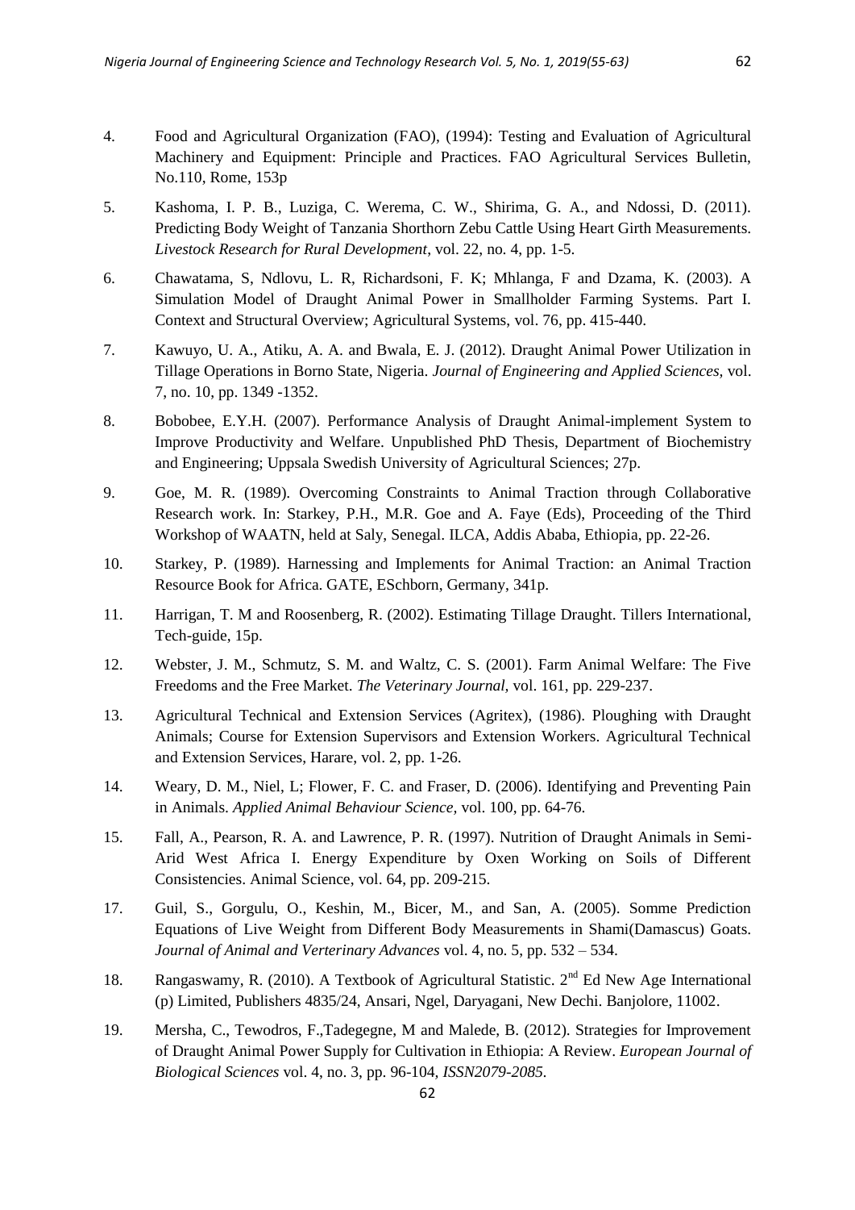4. Food and Agricultural Organization (FAO), (1994): Testing and Evaluation of Agricultural Machinery and Equipment: Principle and Practices. FAO Agricultural Services Bulletin, No.110, Rome, 153p

5. Kashoma, I. P. B., Luziga, C. Werema, C. W., Shirima, G. A., and Ndossi, D. (2011). Predicting Body Weight of Tanzania Shorthorn Zebu Cattle Using Heart Girth Measurements. *Livestock Research for Rural Development*, vol. 22, no. 4, pp. 1-5.

6. Chawatama, S, Ndlovu, L. R, Richardsoni, F. K; Mhlanga, F and Dzama, K. (2003). A Simulation Model of Draught Animal Power in Smallholder Farming Systems. Part I. Context and Structural Overview; Agricultural Systems, vol. 76, pp. 415-440.

7. Kawuyo, U. A., Atiku, A. A. and Bwala, E. J. (2012). Draught Animal Power Utilization in Tillage Operations in Borno State, Nigeria. *Journal of Engineering and Applied Sciences,* vol. 7, no. 10, pp. 1349 -1352.

8. Bobobee, E.Y.H. (2007). Performance Analysis of Draught Animal-implement System to Improve Productivity and Welfare. Unpublished PhD Thesis, Department of Biochemistry and Engineering; Uppsala Swedish University of Agricultural Sciences; 27p.

9. Goe, M. R. (1989). Overcoming Constraints to Animal Traction through Collaborative Research work. In: Starkey, P.H., M.R. Goe and A. Faye (Eds), Proceeding of the Third Workshop of WAATN, held at Saly, Senegal. ILCA, Addis Ababa, Ethiopia, pp. 22-26.

10. Starkey, P. (1989). Harnessing and Implements for Animal Traction: an Animal Traction Resource Book for Africa. GATE, ESchborn, Germany, 341p.

11. Harrigan, T. M and Roosenberg, R. (2002). Estimating Tillage Draught. Tillers International, Tech-guide, 15p.

12. Webster, J. M., Schmutz, S. M. and Waltz, C. S. (2001). Farm Animal Welfare: The Five Freedoms and the Free Market. *The Veterinary Journal*, vol. 161, pp. 229-237.

13. Agricultural Technical and Extension Services (Agritex), (1986). Ploughing with Draught Animals; Course for Extension Supervisors and Extension Workers. Agricultural Technical and Extension Services, Harare, vol. 2, pp. 1-26.

14. Weary, D. M., Niel, L; Flower, F. C. and Fraser, D. (2006). Identifying and Preventing Pain in Animals. *Applied Animal Behaviour Science*, vol. 100, pp. 64-76.

15. Fall, A., Pearson, R. A. and Lawrence, P. R. (1997). Nutrition of Draught Animals in Semi-Arid West Africa I. Energy Expenditure by Oxen Working on Soils of Different Consistencies. Animal Science, vol. 64, pp. 209-215.

17. Guil, S., Gorgulu, O., Keshin, M., Bicer, M., and San, A. (2005). Somme Prediction Equations of Live Weight from Different Body Measurements in Shami(Damascus) Goats. *Journal of Animal and Verterinary Advances* vol. 4, no. 5, pp. 532 – 534.

18. Rangaswamy, R. (2010). A Textbook of Agricultural Statistic. 2nd Ed New Age International (p) Limited, Publishers 4835/24, Ansari, Ngel, Daryagani, New Dechi. Banjolore, 11002.

19. Mersha, C., Tewodros, F.,Tadegegne, M and Malede, B. (2012). Strategies for Improvement of Draught Animal Power Supply for Cultivation in Ethiopia: A Review. *European Journal of Biological Sciences* vol. 4, no. 3, pp. 96-104, *ISSN2079-2085*.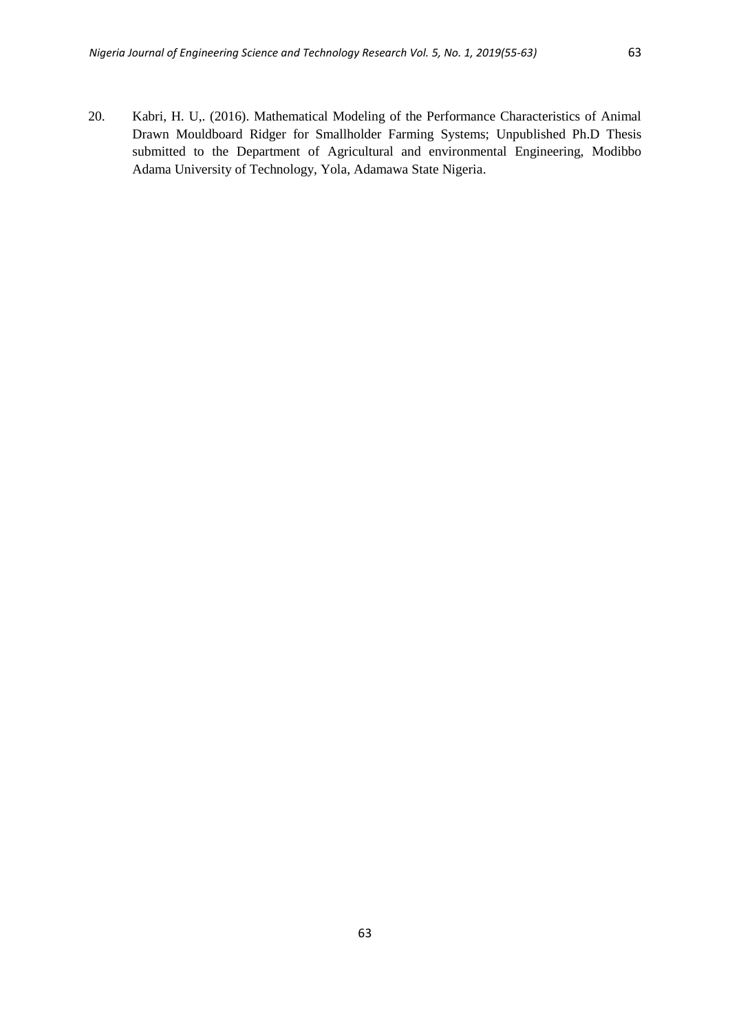20. Kabri, H. U,. (2016). Mathematical Modeling of the Performance Characteristics of Animal Drawn Mouldboard Ridger for Smallholder Farming Systems; Unpublished Ph.D Thesis submitted to the Department of Agricultural and environmental Engineering, Modibbo Adama University of Technology, Yola, Adamawa State Nigeria.